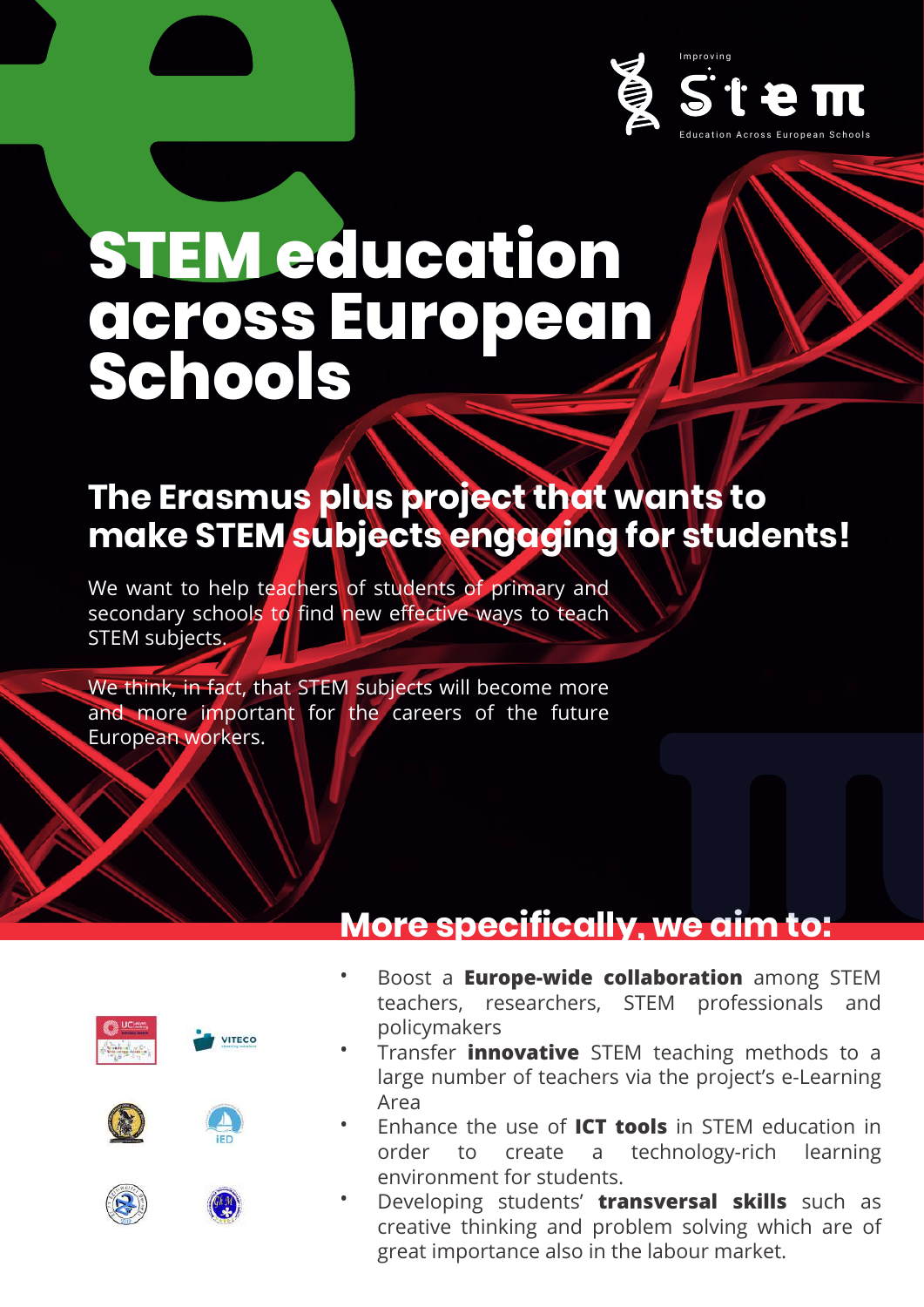Improving STEM Education Across European Schools

# STEM education across European Schools

## The Erasmus plus project that wants to make STEM subjects engaging for students!

We want to help teachers of students of primary and secondary schools to find new effective ways to teach STEM subjects.

We think, in fact, that STEM subjects will become more and more important for the careers of the future European workers.

## More specifically, we aim to:

- Boost a **Europe-wide collaboration** among STEM teachers, researchers, STEM professionals and policymakers
- Transfer **innovative** STEM teaching methods to a large number of teachers via the project's e-Learning Area
- Enhance the use of **ICT tools** in STEM education in order to create a technology-rich learning environment for students.
- Developing students' **transversal skills** such as creative thinking and problem solving which are of great importance also in the labour market.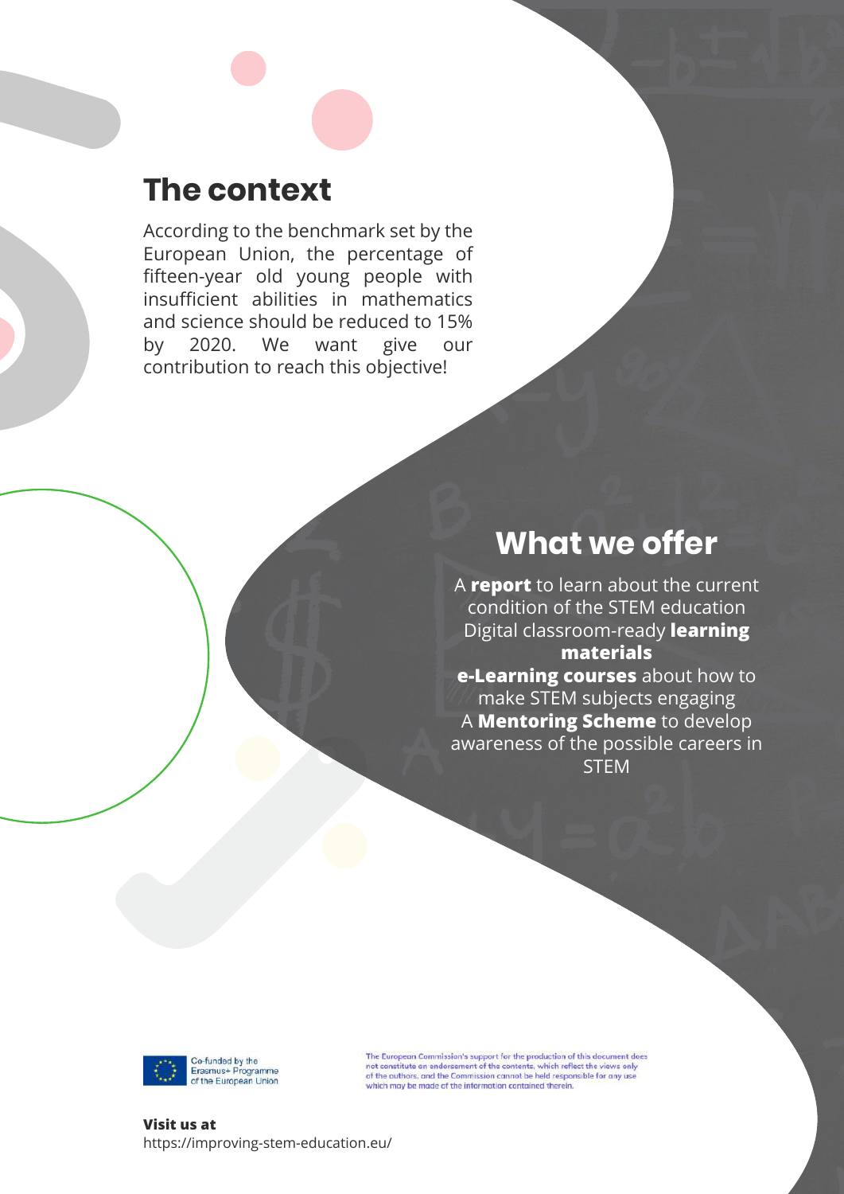## The context

According to the benchmark set by the European Union, the percentage of fifteen-year old young people with insufficient abilities in mathematics and science should be reduced to 15% by 2020. We want give our contribution to reach this objective!

## What we offer

A **report** to learn about the current condition of the STEM education

Digital classroom-ready **learning materials**

**e-Learning courses** about how to make STEM subjects engaging

A **Mentoring Scheme** to develop awareness of the possible careers in STEM

Co-funded by the Erasmus+ Programme of the European Union

The European Commission's support for the production of this document does not constitute an endorsement of the contents, which reflect the views only of the authors, and the Commission cannot be held responsible for any use which may be made of the information contained therein.

**Visit us at**
https://improving-stem-education.eu/